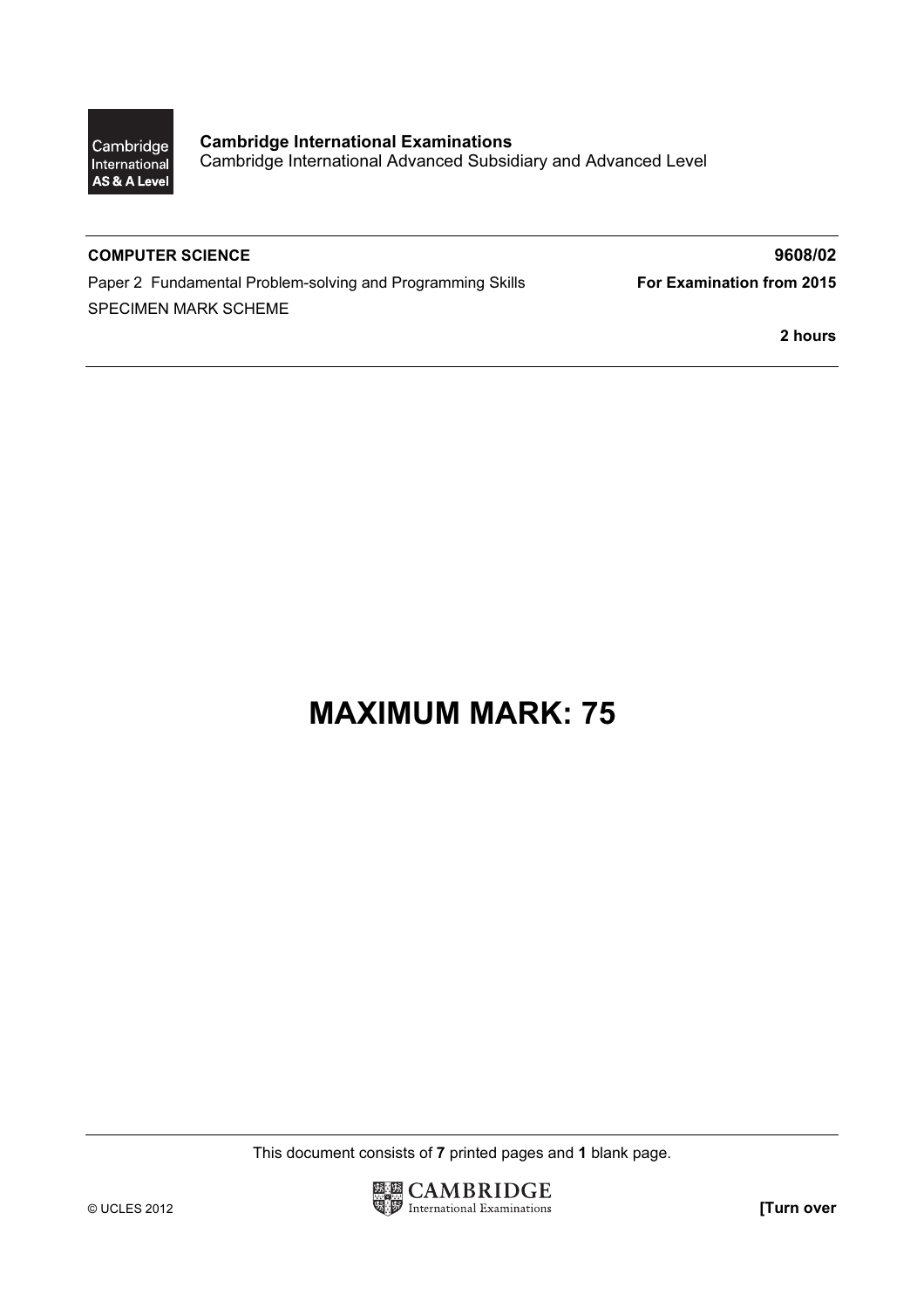Cambridge International AS & A Level

**Cambridge International Examinations**
Cambridge International Advanced Subsidiary and Advanced Level

**COMPUTER SCIENCE** **9608/02**

Paper 2 Fundamental Problem-solving and Programming Skills **For Examination from 2015**

SPECIMEN MARK SCHEME

**2 hours**

# MAXIMUM MARK: 75

This document consists of **7** printed pages and **1** blank page.

© UCLES 2012

**[Turn over**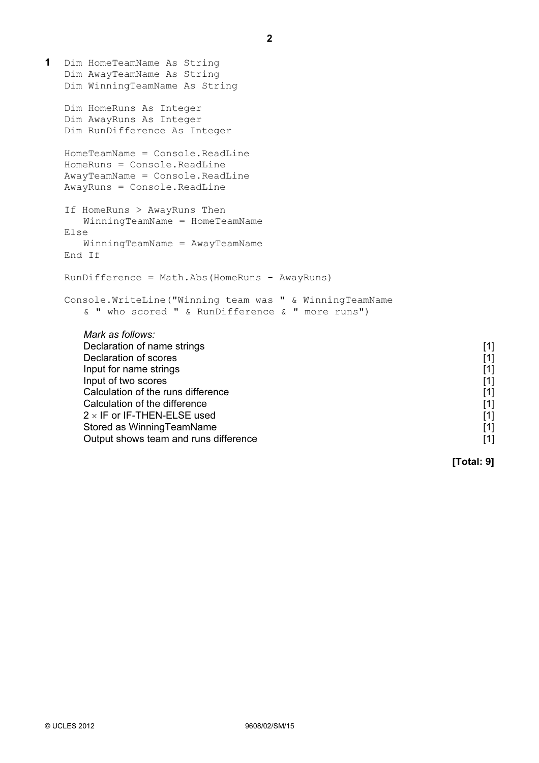**1**

```
Dim HomeTeamName As String
Dim AwayTeamName As String
Dim WinningTeamName As String

Dim HomeRuns As Integer
Dim AwayRuns As Integer
Dim RunDifference As Integer

HomeTeamName = Console.ReadLine
HomeRuns = Console.ReadLine
AwayTeamName = Console.ReadLine
AwayRuns = Console.ReadLine

If HomeRuns > AwayRuns Then
   WinningTeamName = HomeTeamName
Else
   WinningTeamName = AwayTeamName
End If

RunDifference = Math.Abs(HomeRuns - AwayRuns)

Console.WriteLine("Winning team was " & WinningTeamName
   & " who scored " & RunDifference & " more runs")
```

*Mark as follows:*

| | |
|---|---|
| Declaration of name strings | [1] |
| Declaration of scores | [1] |
| Input for name strings | [1] |
| Input of two scores | [1] |
| Calculation of the runs difference | [1] |
| Calculation of the difference | [1] |
| 2 × IF or IF-THEN-ELSE used | [1] |
| Stored as WinningTeamName | [1] |
| Output shows team and runs difference | [1] |

**[Total: 9]**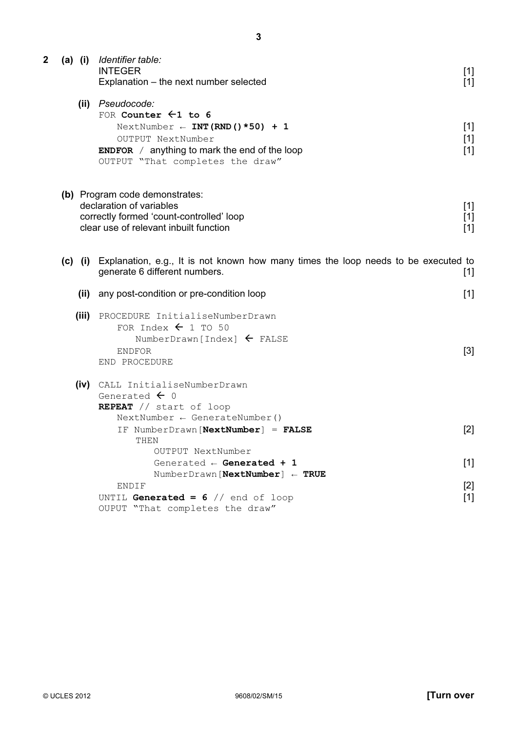**2 (a) (i)** *Identifier table:*
INTEGER [1]
Explanation – the next number selected [1]

**(ii)** *Pseudocode:*

```
FOR Counter ←1 to 6
   NextNumber ← INT(RND()*50) + 1                    [1]
   OUTPUT NextNumber                                 [1]
ENDFOR / anything to mark the end of the loop        [1]
OUTPUT "That completes the draw"
```

**(b)** Program code demonstrates:
declaration of variables [1]
correctly formed 'count-controlled' loop [1]
clear use of relevant inbuilt function [1]

**(c) (i)** Explanation, e.g., It is not known how many times the loop needs to be executed to generate 6 different numbers. [1]

**(ii)** any post-condition or pre-condition loop [1]

**(iii)**

```
PROCEDURE InitialiseNumberDrawn
   FOR Index ← 1 TO 50
      NumberDrawn[Index] ← FALSE
   ENDFOR                                            [3]
END PROCEDURE
```

**(iv)**

```
CALL InitialiseNumberDrawn
Generated ← 0
REPEAT // start of loop
   NextNumber ← GenerateNumber()
   IF NumberDrawn[NextNumber] = FALSE                [2]
      THEN
         OUTPUT NextNumber
         Generated ← Generated + 1                   [1]
         NumberDrawn[NextNumber] ← TRUE
   ENDIF                                             [2]
UNTIL Generated = 6 // end of loop                   [1]
OUPUT "That completes the draw"
```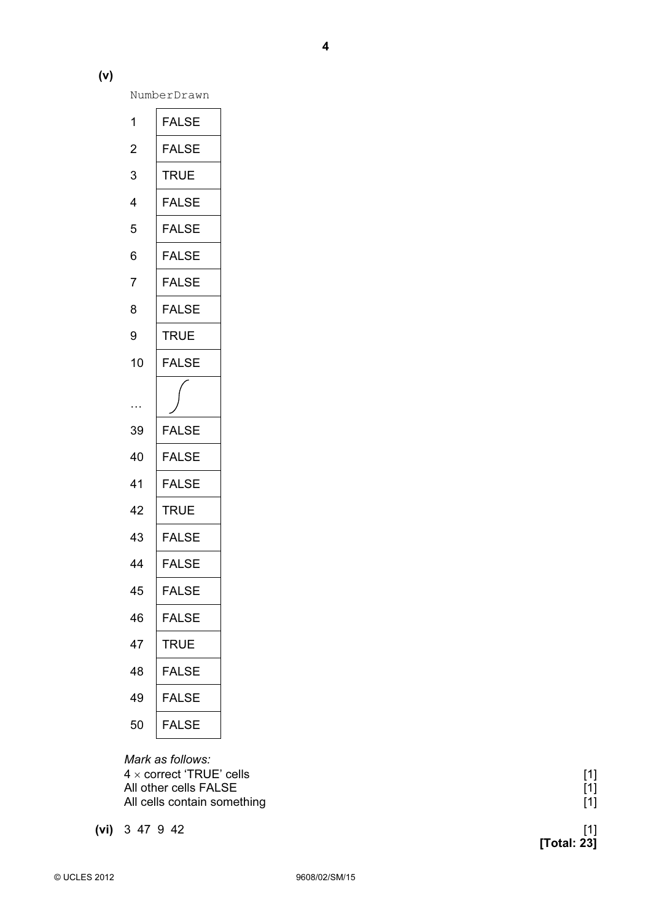**(v)**

NumberDrawn

| | |
|---|---|
| 1 | FALSE |
| 2 | FALSE |
| 3 | TRUE |
| 4 | FALSE |
| 5 | FALSE |
| 6 | FALSE |
| 7 | FALSE |
| 8 | FALSE |
| 9 | TRUE |
| 10 | FALSE |
| … | |
| 39 | FALSE |
| 40 | FALSE |
| 41 | FALSE |
| 42 | TRUE |
| 43 | FALSE |
| 44 | FALSE |
| 45 | FALSE |
| 46 | FALSE |
| 47 | TRUE |
| 48 | FALSE |
| 49 | FALSE |
| 50 | FALSE |

*Mark as follows:*
4 × correct 'TRUE' cells [1]
All other cells FALSE [1]
All cells contain something [1]

**(vi)** 3 47 9 42 [1]

**[Total: 23]**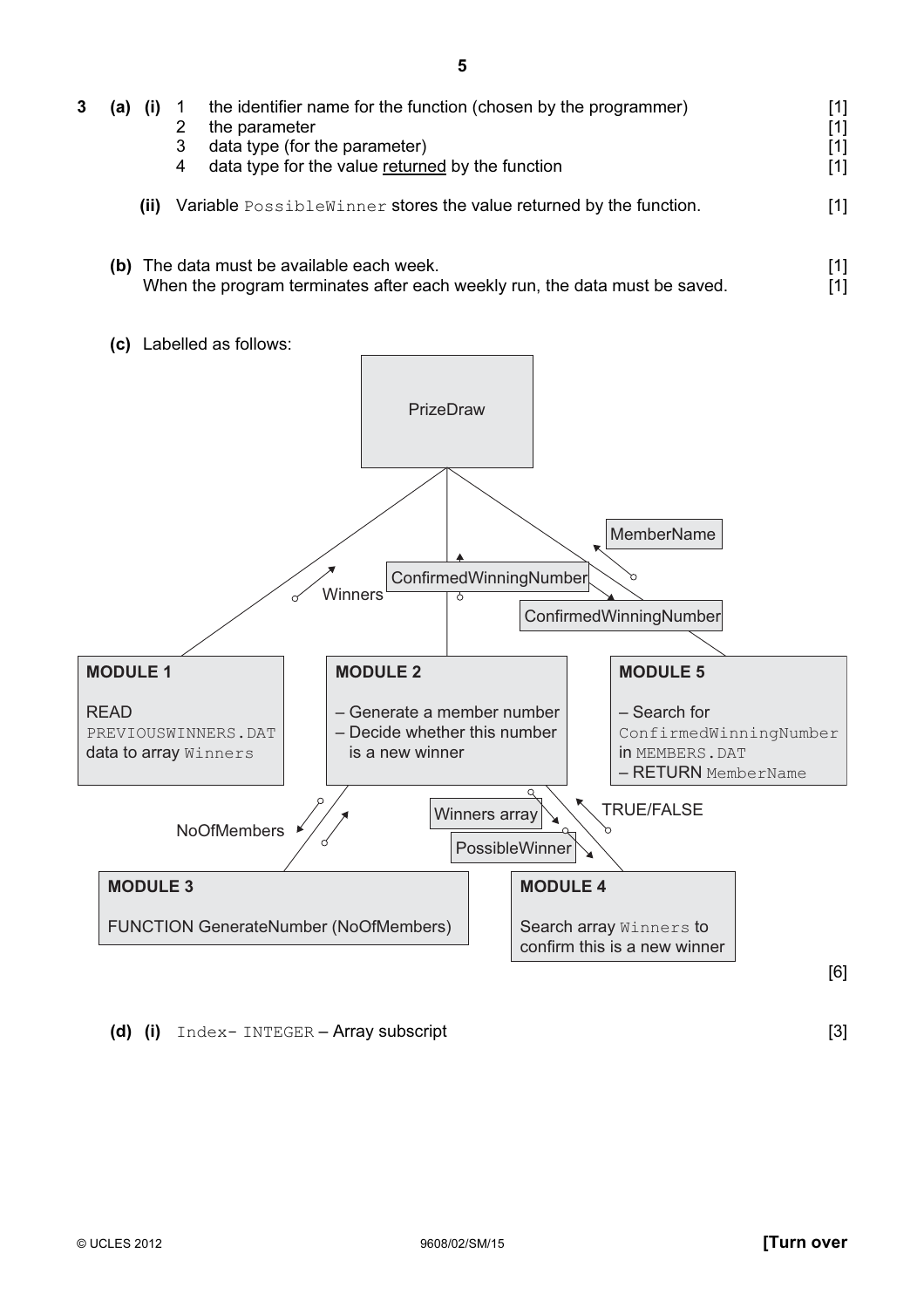**3 (a) (i)**

1. the identifier name for the function (chosen by the programmer) [1]
2. the parameter [1]
3. data type (for the parameter) [1]
4. data type for the value returned by the function [1]

**(ii)** Variable `PossibleWinner` stores the value returned by the function. [1]

**(b)** The data must be available each week. [1]
When the program terminates after each weekly run, the data must be saved. [1]

**(c)** Labelled as follows:

PrizeDraw

Winners

ConfirmedWinningNumber

MemberName

ConfirmedWinningNumber

**MODULE 1**

READ `PREVIOUSWINNERS.DAT` data to array `Winners`

**MODULE 2**

– Generate a member number
– Decide whether this number is a new winner

**MODULE 5**

– Search for `ConfirmedWinningNumber` in `MEMBERS.DAT`
– RETURN `MemberName`

NoOfMembers

Winners array

PossibleWinner

TRUE/FALSE

**MODULE 3**

FUNCTION GenerateNumber (NoOfMembers)

**MODULE 4**

Search array `Winners` to confirm this is a new winner

[6]

**(d) (i)** `Index- INTEGER` – Array subscript [3]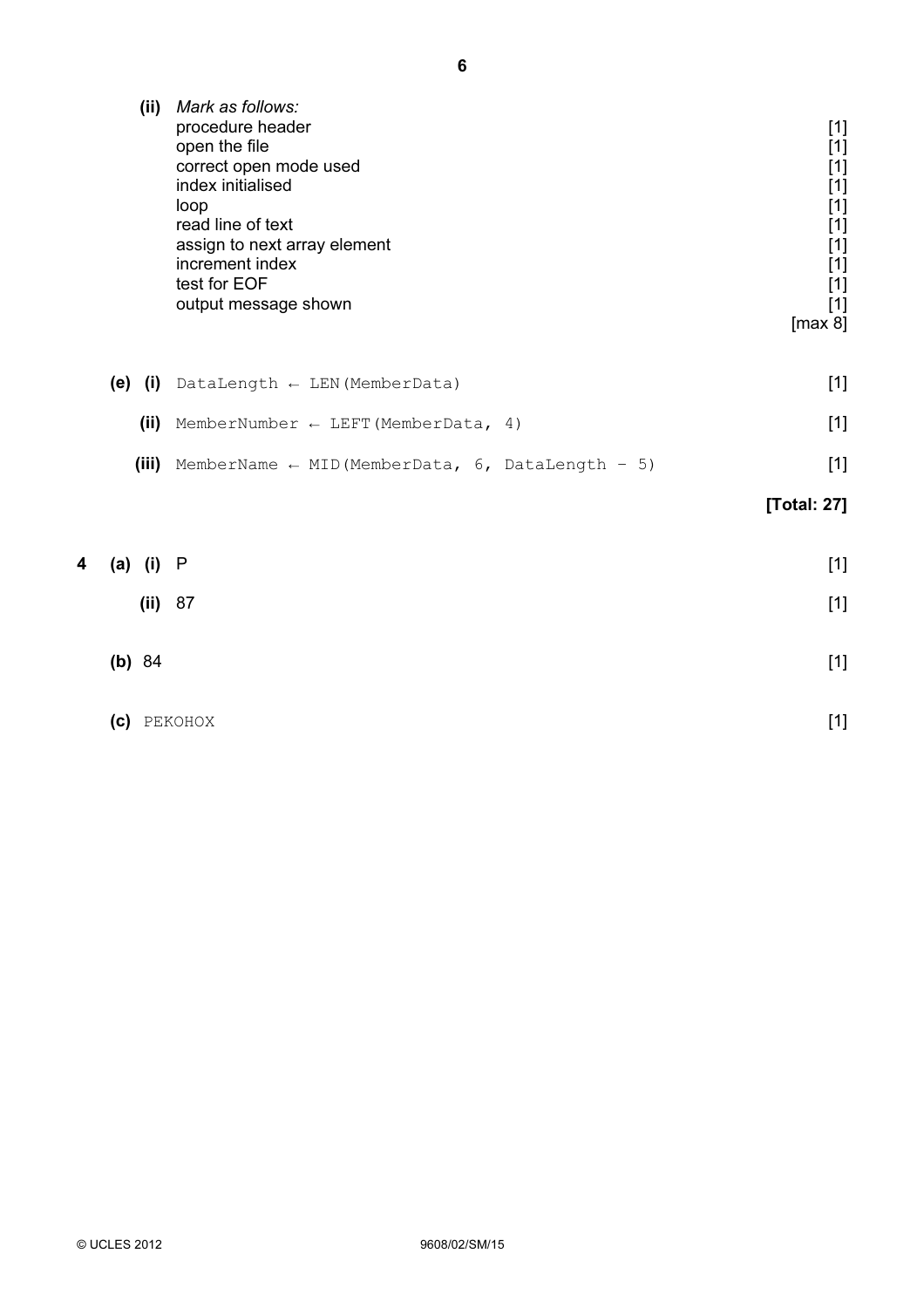**(ii)** *Mark as follows:*

| | |
|---|---|
| procedure header | [1] |
| open the file | [1] |
| correct open mode used | [1] |
| index initialised | [1] |
| loop | [1] |
| read line of text | [1] |
| assign to next array element | [1] |
| increment index | [1] |
| test for EOF | [1] |
| output message shown | [1] |
| | [max 8] |

**(e) (i)** `DataLength ← LEN(MemberData)` [1]

**(ii)** `MemberNumber ← LEFT(MemberData, 4)` [1]

**(iii)** `MemberName ← MID(MemberData, 6, DataLength – 5)` [1]

**[Total: 27]**

**4 (a) (i)** P [1]

**(ii)** 87 [1]

**(b)** 84 [1]

**(c)** `PEKOHOX` [1]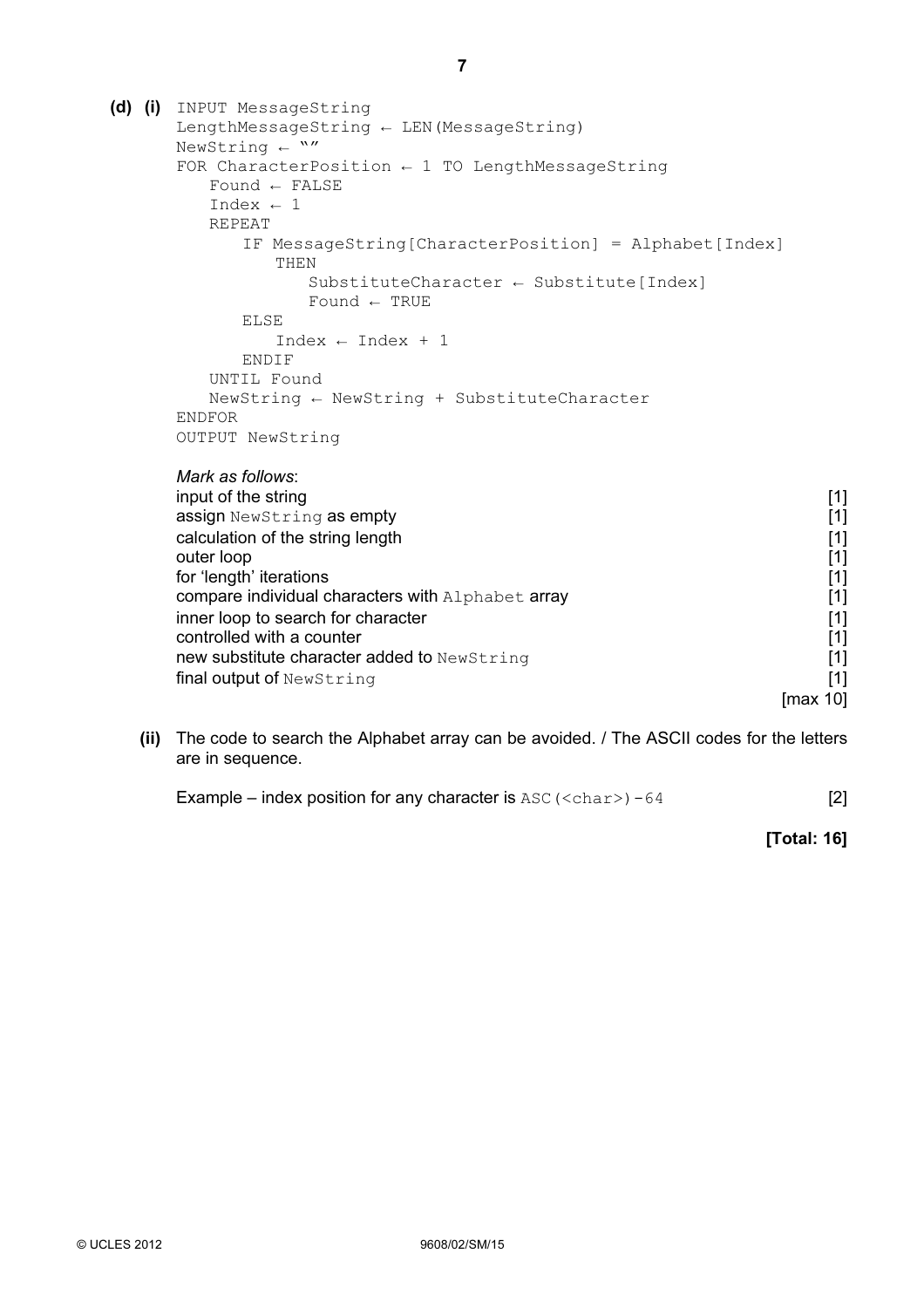**(d) (i)**

```
INPUT MessageString
LengthMessageString ← LEN(MessageString)
NewString ← ""
FOR CharacterPosition ← 1 TO LengthMessageString
   Found ← FALSE
   Index ← 1
   REPEAT
      IF MessageString[CharacterPosition] = Alphabet[Index]
         THEN
            SubstituteCharacter ← Substitute[Index]
            Found ← TRUE
      ELSE
         Index ← Index + 1
      ENDIF
   UNTIL Found
   NewString ← NewString + SubstituteCharacter
ENDFOR
OUTPUT NewString
```

*Mark as follows*:

- input of the string [1]
- assign `NewString` as empty [1]
- calculation of the string length [1]
- outer loop [1]
- for 'length' iterations [1]
- compare individual characters with `Alphabet` array [1]
- inner loop to search for character [1]
- controlled with a counter [1]
- new substitute character added to `NewString` [1]
- final output of `NewString` [1]

[max 10]

**(ii)** The code to search the Alphabet array can be avoided. / The ASCII codes for the letters are in sequence.

Example – index position for any character is `ASC(<char>)-64` [2]

**[Total: 16]**